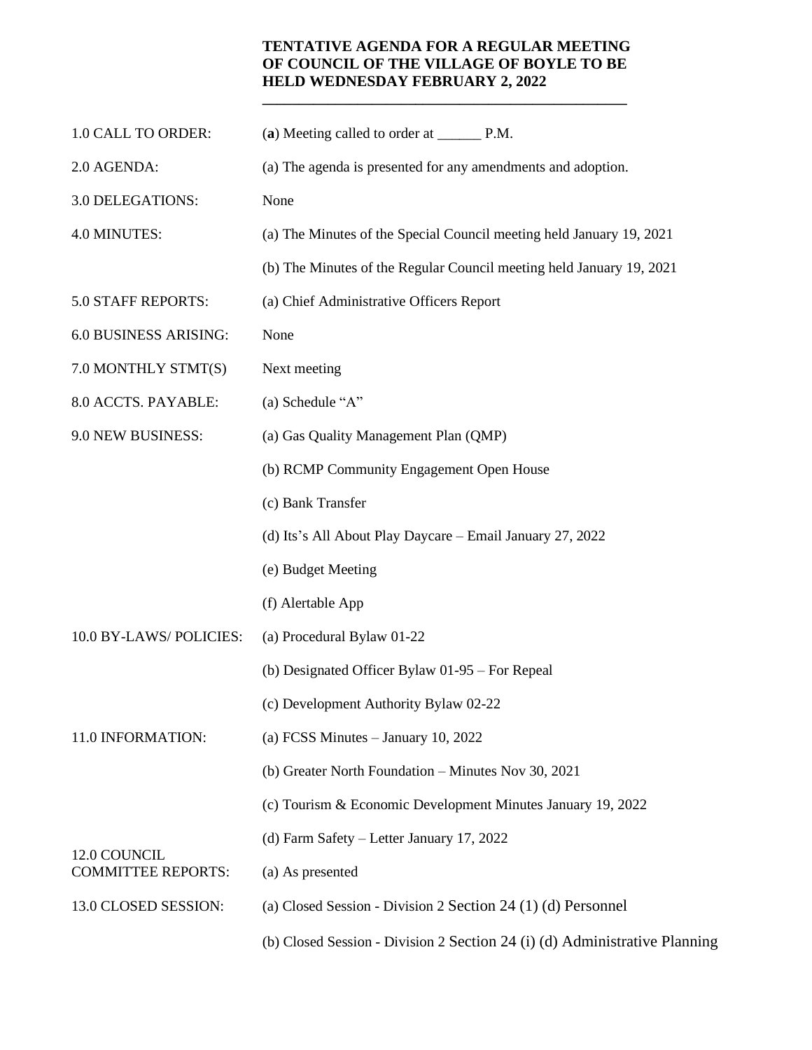# TENTATIVE AGENDA FOR A REGULAR MEETING OF COUNCIL OF THE VILLAGE OF BOYLE TO BE HELD WEDNESDAY FEBRUARY 2, 2022

| | |
|---|---|
| 1.0 CALL TO ORDER: | (**a**) Meeting called to order at ______ P.M. |
| 2.0 AGENDA: | (a) The agenda is presented for any amendments and adoption. |
| 3.0 DELEGATIONS: | None |
| 4.0 MINUTES: | (a) The Minutes of the Special Council meeting held January 19, 2021 |
| | (b) The Minutes of the Regular Council meeting held January 19, 2021 |
| 5.0 STAFF REPORTS: | (a) Chief Administrative Officers Report |
| 6.0 BUSINESS ARISING: | None |
| 7.0 MONTHLY STMT(S) | Next meeting |
| 8.0 ACCTS. PAYABLE: | (a) Schedule "A" |
| 9.0 NEW BUSINESS: | (a) Gas Quality Management Plan (QMP) |
| | (b) RCMP Community Engagement Open House |
| | (c) Bank Transfer |
| | (d) Its's All About Play Daycare – Email January 27, 2022 |
| | (e) Budget Meeting |
| | (f) Alertable App |
| 10.0 BY-LAWS/ POLICIES: | (a) Procedural Bylaw 01-22 |
| | (b) Designated Officer Bylaw 01-95 – For Repeal |
| | (c) Development Authority Bylaw 02-22 |
| 11.0 INFORMATION: | (a) FCSS Minutes – January 10, 2022 |
| | (b) Greater North Foundation – Minutes Nov 30, 2021 |
| | (c) Tourism & Economic Development Minutes January 19, 2022 |
| | (d) Farm Safety – Letter January 17, 2022 |
| 12.0 COUNCIL COMMITTEE REPORTS: | (a) As presented |
| 13.0 CLOSED SESSION: | (a) Closed Session - Division 2 Section 24 (1) (d) Personnel |
| | (b) Closed Session - Division 2 Section 24 (i) (d) Administrative Planning |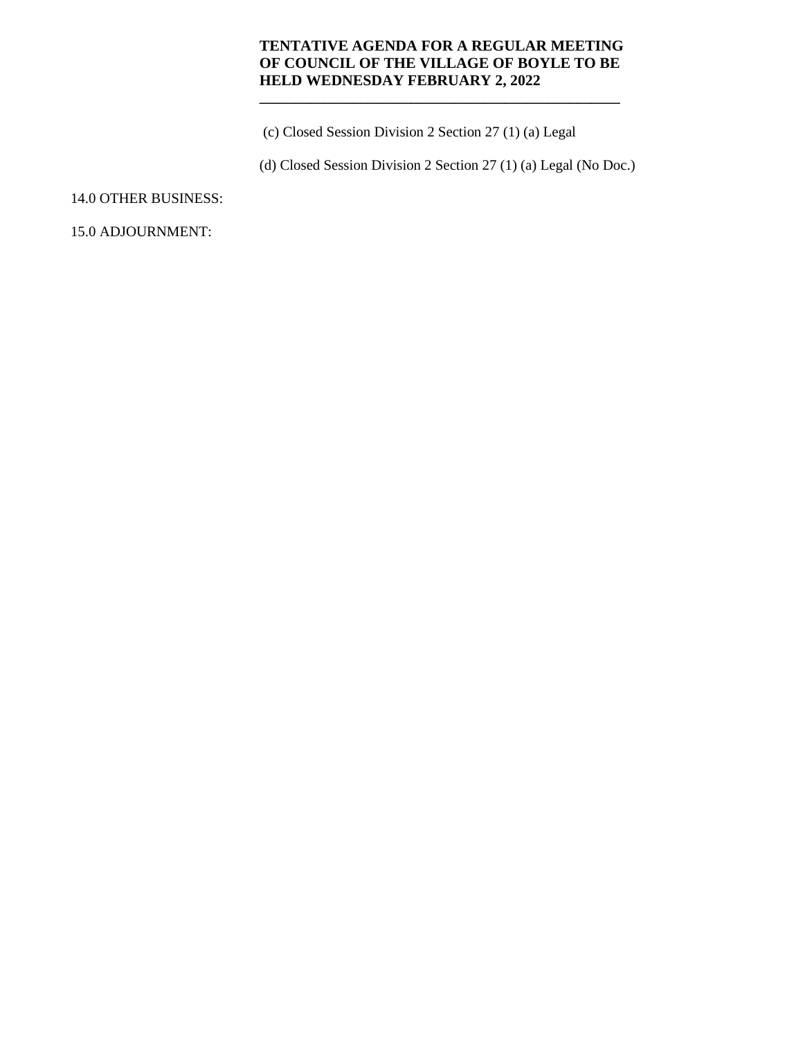(c) Closed Session Division 2 Section 27 (1) (a) Legal

(d) Closed Session Division 2 Section 27 (1) (a) Legal (No Doc.)

14.0 OTHER BUSINESS:

15.0 ADJOURNMENT: